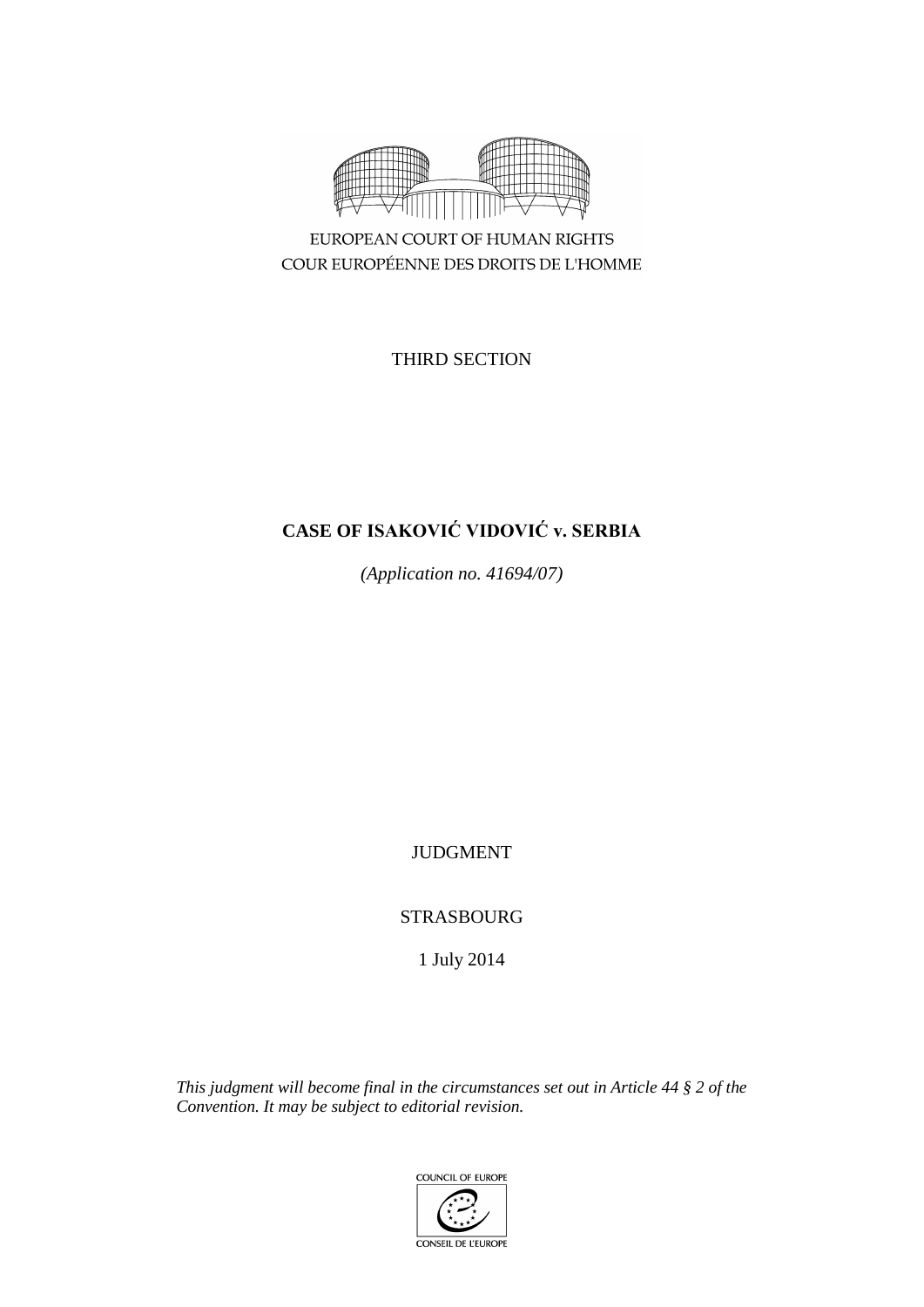EUROPEAN COURT OF HUMAN RIGHTS
COUR EUROPÉENNE DES DROITS DE L'HOMME

THIRD SECTION

# CASE OF ISAKOVIĆ VIDOVIĆ v. SERBIA

*(Application no. 41694/07)*

JUDGMENT

STRASBOURG

1 July 2014

*This judgment will become final in the circumstances set out in Article 44 § 2 of the Convention. It may be subject to editorial revision.*

COUNCIL OF EUROPE
CONSEIL DE L'EUROPE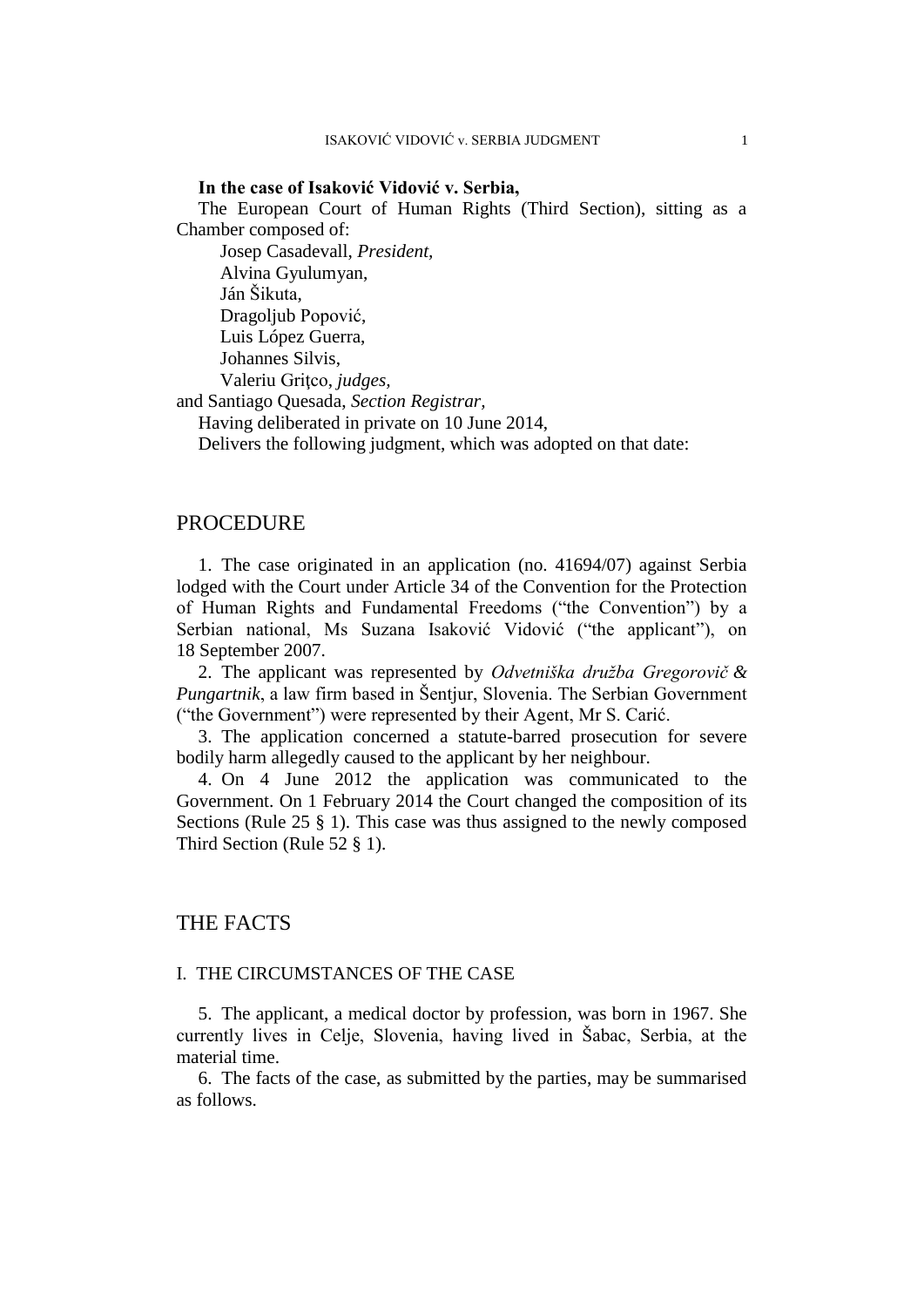**In the case of Isaković Vidović v. Serbia,**

The European Court of Human Rights (Third Section), sitting as a Chamber composed of:

Josep Casadevall, *President,*
Alvina Gyulumyan,
Ján Šikuta,
Dragoljub Popović,
Luis López Guerra,
Johannes Silvis,
Valeriu Griţco, *judges,*
and Santiago Quesada, *Section Registrar,*

Having deliberated in private on 10 June 2014,

Delivers the following judgment, which was adopted on that date:

## PROCEDURE

1. The case originated in an application (no. 41694/07) against Serbia lodged with the Court under Article 34 of the Convention for the Protection of Human Rights and Fundamental Freedoms ("the Convention") by a Serbian national, Ms Suzana Isaković Vidović ("the applicant"), on 18 September 2007.

2. The applicant was represented by *Odvetniška družba Gregorovič & Pungartnik*, a law firm based in Šentjur, Slovenia. The Serbian Government ("the Government") were represented by their Agent, Mr S. Carić.

3. The application concerned a statute-barred prosecution for severe bodily harm allegedly caused to the applicant by her neighbour.

4. On 4 June 2012 the application was communicated to the Government. On 1 February 2014 the Court changed the composition of its Sections (Rule 25 § 1). This case was thus assigned to the newly composed Third Section (Rule 52 § 1).

## THE FACTS

### I. THE CIRCUMSTANCES OF THE CASE

5. The applicant, a medical doctor by profession, was born in 1967. She currently lives in Celje, Slovenia, having lived in Šabac, Serbia, at the material time.

6. The facts of the case, as submitted by the parties, may be summarised as follows.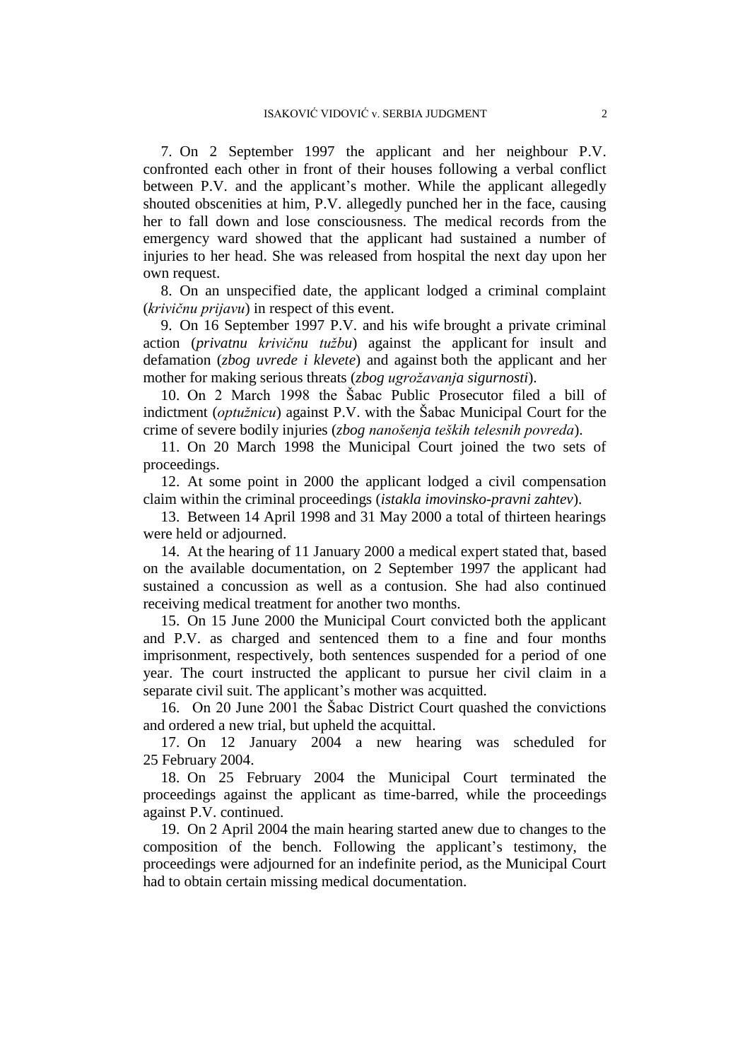7. On 2 September 1997 the applicant and her neighbour P.V. confronted each other in front of their houses following a verbal conflict between P.V. and the applicant's mother. While the applicant allegedly shouted obscenities at him, P.V. allegedly punched her in the face, causing her to fall down and lose consciousness. The medical records from the emergency ward showed that the applicant had sustained a number of injuries to her head. She was released from hospital the next day upon her own request.

8. On an unspecified date, the applicant lodged a criminal complaint (*krivičnu prijavu*) in respect of this event.

9. On 16 September 1997 P.V. and his wife brought a private criminal action (*privatnu krivičnu tužbu*) against the applicant for insult and defamation (*zbog uvrede i klevete*) and against both the applicant and her mother for making serious threats (*zbog ugrožavanja sigurnosti*).

10. On 2 March 1998 the Šabac Public Prosecutor filed a bill of indictment (*optužnicu*) against P.V. with the Šabac Municipal Court for the crime of severe bodily injuries (*zbog nanošenja teških telesnih povreda*).

11. On 20 March 1998 the Municipal Court joined the two sets of proceedings.

12. At some point in 2000 the applicant lodged a civil compensation claim within the criminal proceedings (*istakla imovinsko-pravni zahtev*).

13. Between 14 April 1998 and 31 May 2000 a total of thirteen hearings were held or adjourned.

14. At the hearing of 11 January 2000 a medical expert stated that, based on the available documentation, on 2 September 1997 the applicant had sustained a concussion as well as a contusion. She had also continued receiving medical treatment for another two months.

15. On 15 June 2000 the Municipal Court convicted both the applicant and P.V. as charged and sentenced them to a fine and four months imprisonment, respectively, both sentences suspended for a period of one year. The court instructed the applicant to pursue her civil claim in a separate civil suit. The applicant's mother was acquitted.

16. On 20 June 2001 the Šabac District Court quashed the convictions and ordered a new trial, but upheld the acquittal.

17. On 12 January 2004 a new hearing was scheduled for 25 February 2004.

18. On 25 February 2004 the Municipal Court terminated the proceedings against the applicant as time-barred, while the proceedings against P.V. continued.

19. On 2 April 2004 the main hearing started anew due to changes to the composition of the bench. Following the applicant's testimony, the proceedings were adjourned for an indefinite period, as the Municipal Court had to obtain certain missing medical documentation.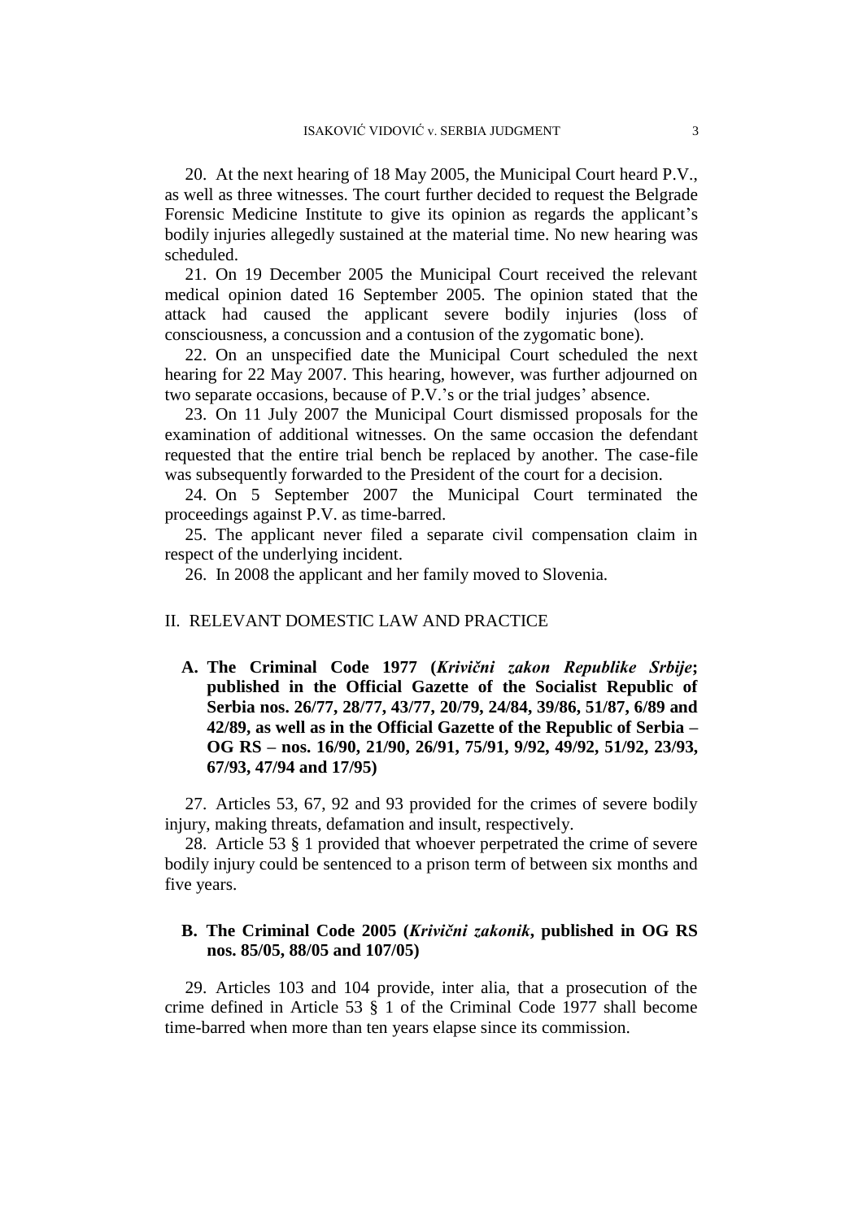20. At the next hearing of 18 May 2005, the Municipal Court heard P.V., as well as three witnesses. The court further decided to request the Belgrade Forensic Medicine Institute to give its opinion as regards the applicant's bodily injuries allegedly sustained at the material time. No new hearing was scheduled.

21. On 19 December 2005 the Municipal Court received the relevant medical opinion dated 16 September 2005. The opinion stated that the attack had caused the applicant severe bodily injuries (loss of consciousness, a concussion and a contusion of the zygomatic bone).

22. On an unspecified date the Municipal Court scheduled the next hearing for 22 May 2007. This hearing, however, was further adjourned on two separate occasions, because of P.V.'s or the trial judges' absence.

23. On 11 July 2007 the Municipal Court dismissed proposals for the examination of additional witnesses. On the same occasion the defendant requested that the entire trial bench be replaced by another. The case-file was subsequently forwarded to the President of the court for a decision.

24. On 5 September 2007 the Municipal Court terminated the proceedings against P.V. as time-barred.

25. The applicant never filed a separate civil compensation claim in respect of the underlying incident.

26. In 2008 the applicant and her family moved to Slovenia.

## II. RELEVANT DOMESTIC LAW AND PRACTICE

### A. The Criminal Code 1977 (*Krivični zakon Republike Srbije*; published in the Official Gazette of the Socialist Republic of Serbia nos. 26/77, 28/77, 43/77, 20/79, 24/84, 39/86, 51/87, 6/89 and 42/89, as well as in the Official Gazette of the Republic of Serbia – OG RS – nos. 16/90, 21/90, 26/91, 75/91, 9/92, 49/92, 51/92, 23/93, 67/93, 47/94 and 17/95)

27. Articles 53, 67, 92 and 93 provided for the crimes of severe bodily injury, making threats, defamation and insult, respectively.

28. Article 53 § 1 provided that whoever perpetrated the crime of severe bodily injury could be sentenced to a prison term of between six months and five years.

### B. The Criminal Code 2005 (*Krivični zakonik*, published in OG RS nos. 85/05, 88/05 and 107/05)

29. Articles 103 and 104 provide, inter alia, that a prosecution of the crime defined in Article 53 § 1 of the Criminal Code 1977 shall become time-barred when more than ten years elapse since its commission.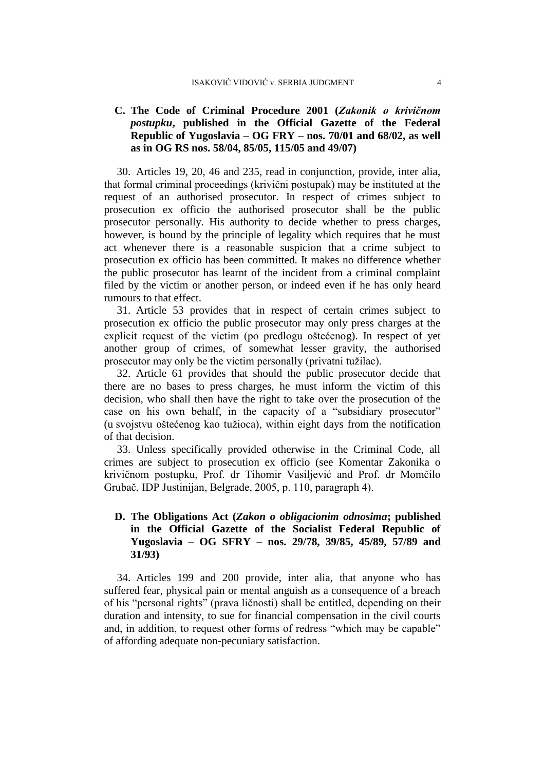### C. The Code of Criminal Procedure 2001 (*Zakonik o krivičnom postupku*, published in the Official Gazette of the Federal Republic of Yugoslavia – OG FRY – nos. 70/01 and 68/02, as well as in OG RS nos. 58/04, 85/05, 115/05 and 49/07)

30. Articles 19, 20, 46 and 235, read in conjunction, provide, inter alia, that formal criminal proceedings (krivični postupak) may be instituted at the request of an authorised prosecutor. In respect of crimes subject to prosecution ex officio the authorised prosecutor shall be the public prosecutor personally. His authority to decide whether to press charges, however, is bound by the principle of legality which requires that he must act whenever there is a reasonable suspicion that a crime subject to prosecution ex officio has been committed. It makes no difference whether the public prosecutor has learnt of the incident from a criminal complaint filed by the victim or another person, or indeed even if he has only heard rumours to that effect.

31. Article 53 provides that in respect of certain crimes subject to prosecution ex officio the public prosecutor may only press charges at the explicit request of the victim (po predlogu oštećenog). In respect of yet another group of crimes, of somewhat lesser gravity, the authorised prosecutor may only be the victim personally (privatni tužilac).

32. Article 61 provides that should the public prosecutor decide that there are no bases to press charges, he must inform the victim of this decision, who shall then have the right to take over the prosecution of the case on his own behalf, in the capacity of a "subsidiary prosecutor" (u svojstvu oštećenog kao tužioca), within eight days from the notification of that decision.

33. Unless specifically provided otherwise in the Criminal Code, all crimes are subject to prosecution ex officio (see Komentar Zakonika o krivičnom postupku, Prof. dr Tihomir Vasiljević and Prof. dr Momčilo Grubač, IDP Justinijan, Belgrade, 2005, p. 110, paragraph 4).

### D. The Obligations Act (*Zakon o obligacionim odnosima*; published in the Official Gazette of the Socialist Federal Republic of Yugoslavia – OG SFRY – nos. 29/78, 39/85, 45/89, 57/89 and 31/93)

34. Articles 199 and 200 provide, inter alia, that anyone who has suffered fear, physical pain or mental anguish as a consequence of a breach of his "personal rights" (prava ličnosti) shall be entitled, depending on their duration and intensity, to sue for financial compensation in the civil courts and, in addition, to request other forms of redress "which may be capable" of affording adequate non-pecuniary satisfaction.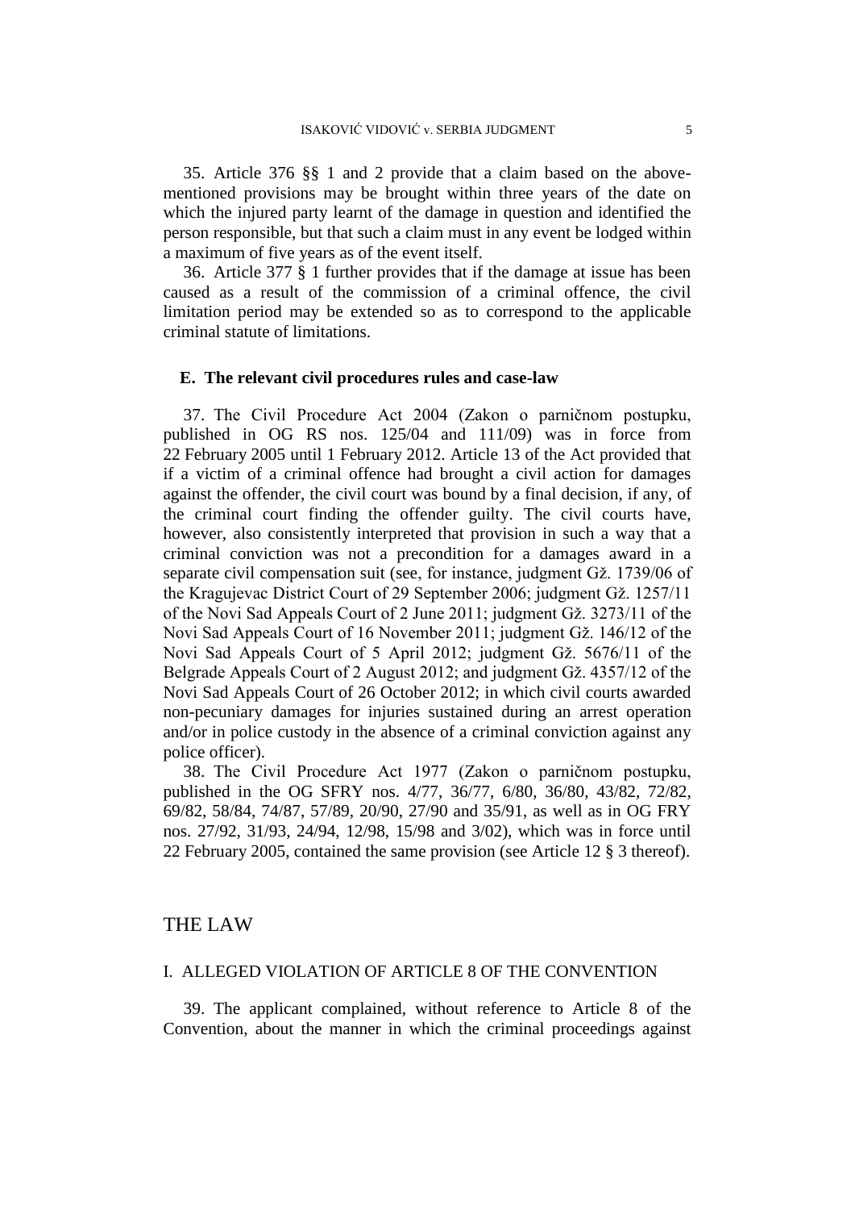35. Article 376 §§ 1 and 2 provide that a claim based on the above-mentioned provisions may be brought within three years of the date on which the injured party learnt of the damage in question and identified the person responsible, but that such a claim must in any event be lodged within a maximum of five years as of the event itself.

36. Article 377 § 1 further provides that if the damage at issue has been caused as a result of the commission of a criminal offence, the civil limitation period may be extended so as to correspond to the applicable criminal statute of limitations.

### E. The relevant civil procedures rules and case-law

37. The Civil Procedure Act 2004 (Zakon o parničnom postupku, published in OG RS nos. 125/04 and 111/09) was in force from 22 February 2005 until 1 February 2012. Article 13 of the Act provided that if a victim of a criminal offence had brought a civil action for damages against the offender, the civil court was bound by a final decision, if any, of the criminal court finding the offender guilty. The civil courts have, however, also consistently interpreted that provision in such a way that a criminal conviction was not a precondition for a damages award in a separate civil compensation suit (see, for instance, judgment Gž. 1739/06 of the Kragujevac District Court of 29 September 2006; judgment Gž. 1257/11 of the Novi Sad Appeals Court of 2 June 2011; judgment Gž. 3273/11 of the Novi Sad Appeals Court of 16 November 2011; judgment Gž. 146/12 of the Novi Sad Appeals Court of 5 April 2012; judgment Gž. 5676/11 of the Belgrade Appeals Court of 2 August 2012; and judgment Gž. 4357/12 of the Novi Sad Appeals Court of 26 October 2012; in which civil courts awarded non-pecuniary damages for injuries sustained during an arrest operation and/or in police custody in the absence of a criminal conviction against any police officer).

38. The Civil Procedure Act 1977 (Zakon o parničnom postupku, published in the OG SFRY nos. 4/77, 36/77, 6/80, 36/80, 43/82, 72/82, 69/82, 58/84, 74/87, 57/89, 20/90, 27/90 and 35/91, as well as in OG FRY nos. 27/92, 31/93, 24/94, 12/98, 15/98 and 3/02), which was in force until 22 February 2005, contained the same provision (see Article 12 § 3 thereof).

# THE LAW

## I. ALLEGED VIOLATION OF ARTICLE 8 OF THE CONVENTION

39. The applicant complained, without reference to Article 8 of the Convention, about the manner in which the criminal proceedings against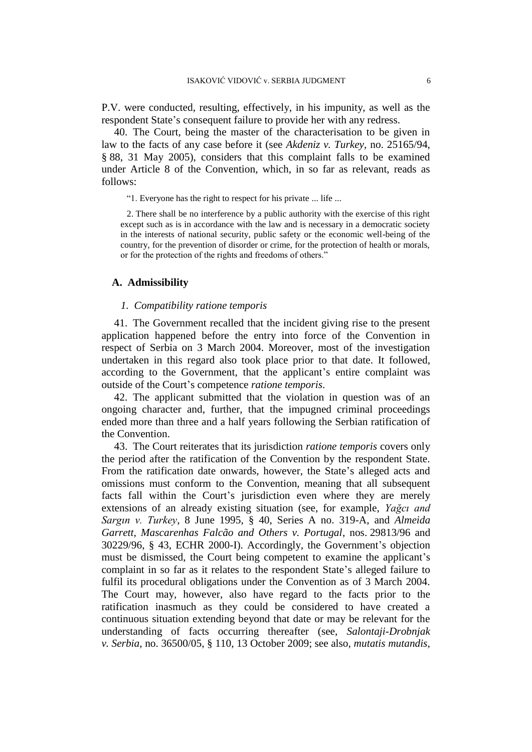P.V. were conducted, resulting, effectively, in his impunity, as well as the respondent State's consequent failure to provide her with any redress.

40. The Court, being the master of the characterisation to be given in law to the facts of any case before it (see *Akdeniz v. Turkey*, no. 25165/94, § 88, 31 May 2005), considers that this complaint falls to be examined under Article 8 of the Convention, which, in so far as relevant, reads as follows:

> "1. Everyone has the right to respect for his private ... life ...
>
> 2. There shall be no interference by a public authority with the exercise of this right except such as is in accordance with the law and is necessary in a democratic society in the interests of national security, public safety or the economic well-being of the country, for the prevention of disorder or crime, for the protection of health or morals, or for the protection of the rights and freedoms of others."

## A. Admissibility

### *1. Compatibility ratione temporis*

41. The Government recalled that the incident giving rise to the present application happened before the entry into force of the Convention in respect of Serbia on 3 March 2004. Moreover, most of the investigation undertaken in this regard also took place prior to that date. It followed, according to the Government, that the applicant's entire complaint was outside of the Court's competence *ratione temporis*.

42. The applicant submitted that the violation in question was of an ongoing character and, further, that the impugned criminal proceedings ended more than three and a half years following the Serbian ratification of the Convention.

43. The Court reiterates that its jurisdiction *ratione temporis* covers only the period after the ratification of the Convention by the respondent State. From the ratification date onwards, however, the State's alleged acts and omissions must conform to the Convention, meaning that all subsequent facts fall within the Court's jurisdiction even where they are merely extensions of an already existing situation (see, for example, *Yağcı and Sargın v. Turkey*, 8 June 1995, § 40, Series A no. 319-A, and *Almeida Garrett, Mascarenhas Falcão and Others v. Portugal*, nos. 29813/96 and 30229/96, § 43, ECHR 2000-I). Accordingly, the Government's objection must be dismissed, the Court being competent to examine the applicant's complaint in so far as it relates to the respondent State's alleged failure to fulfil its procedural obligations under the Convention as of 3 March 2004. The Court may, however, also have regard to the facts prior to the ratification inasmuch as they could be considered to have created a continuous situation extending beyond that date or may be relevant for the understanding of facts occurring thereafter (see, *Salontaji-Drobnjak v. Serbia*, no. 36500/05, § 110, 13 October 2009; see also, *mutatis mutandis*,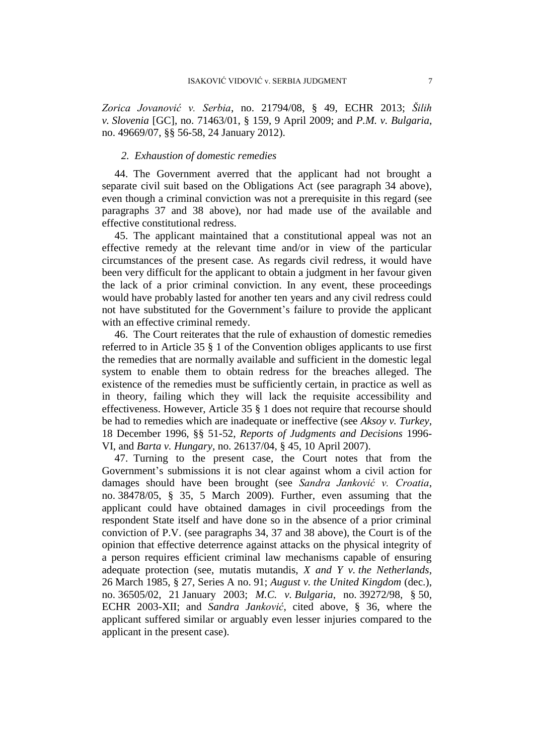*Zorica Jovanović v. Serbia*, no. 21794/08, § 49, ECHR 2013; *Šilih v. Slovenia* [GC], no. 71463/01, § 159, 9 April 2009; and *P.M. v. Bulgaria*, no. 49669/07, §§ 56-58, 24 January 2012).

### *2. Exhaustion of domestic remedies*

44. The Government averred that the applicant had not brought a separate civil suit based on the Obligations Act (see paragraph 34 above), even though a criminal conviction was not a prerequisite in this regard (see paragraphs 37 and 38 above), nor had made use of the available and effective constitutional redress.

45. The applicant maintained that a constitutional appeal was not an effective remedy at the relevant time and/or in view of the particular circumstances of the present case. As regards civil redress, it would have been very difficult for the applicant to obtain a judgment in her favour given the lack of a prior criminal conviction. In any event, these proceedings would have probably lasted for another ten years and any civil redress could not have substituted for the Government's failure to provide the applicant with an effective criminal remedy.

46. The Court reiterates that the rule of exhaustion of domestic remedies referred to in Article 35 § 1 of the Convention obliges applicants to use first the remedies that are normally available and sufficient in the domestic legal system to enable them to obtain redress for the breaches alleged. The existence of the remedies must be sufficiently certain, in practice as well as in theory, failing which they will lack the requisite accessibility and effectiveness. However, Article 35 § 1 does not require that recourse should be had to remedies which are inadequate or ineffective (see *Aksoy v. Turkey*, 18 December 1996, §§ 51-52, *Reports of Judgments and Decisions* 1996-VI, and *Barta v. Hungary*, no. 26137/04, § 45, 10 April 2007).

47. Turning to the present case, the Court notes that from the Government's submissions it is not clear against whom a civil action for damages should have been brought (see *Sandra Janković v. Croatia*, no. 38478/05, § 35, 5 March 2009). Further, even assuming that the applicant could have obtained damages in civil proceedings from the respondent State itself and have done so in the absence of a prior criminal conviction of P.V. (see paragraphs 34, 37 and 38 above), the Court is of the opinion that effective deterrence against attacks on the physical integrity of a person requires efficient criminal law mechanisms capable of ensuring adequate protection (see, mutatis mutandis, *X and Y v. the Netherlands*, 26 March 1985, § 27, Series A no. 91; *August v. the United Kingdom* (dec.), no. 36505/02, 21 January 2003; *M.C. v. Bulgaria*, no. 39272/98, § 50, ECHR 2003-XII; and *Sandra Janković*, cited above, § 36, where the applicant suffered similar or arguably even lesser injuries compared to the applicant in the present case).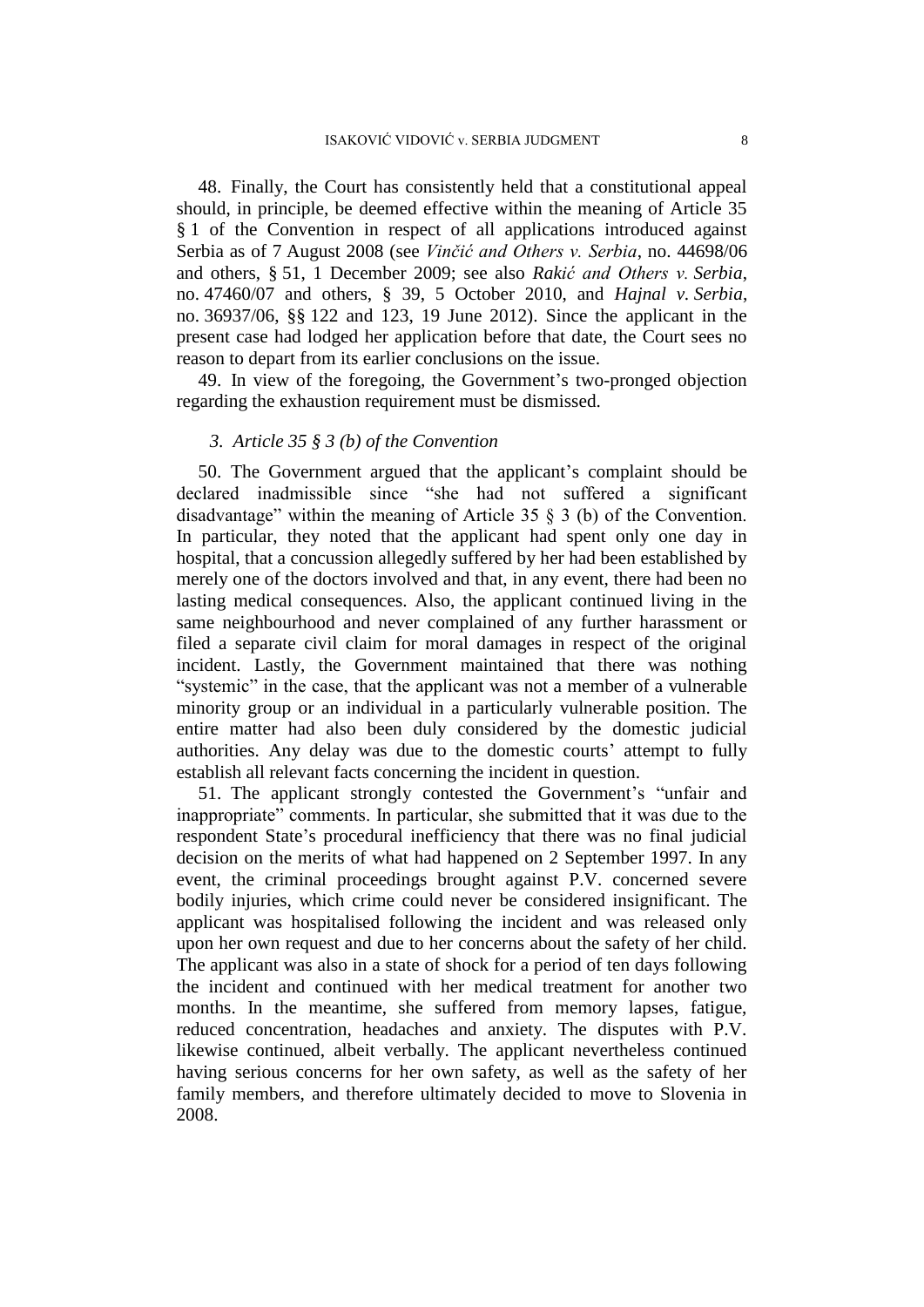48. Finally, the Court has consistently held that a constitutional appeal should, in principle, be deemed effective within the meaning of Article 35 § 1 of the Convention in respect of all applications introduced against Serbia as of 7 August 2008 (see *Vinčić and Others v. Serbia*, no. 44698/06 and others, § 51, 1 December 2009; see also *Rakić and Others v. Serbia*, no. 47460/07 and others, § 39, 5 October 2010, and *Hajnal v. Serbia*, no. 36937/06, §§ 122 and 123, 19 June 2012). Since the applicant in the present case had lodged her application before that date, the Court sees no reason to depart from its earlier conclusions on the issue.

49. In view of the foregoing, the Government's two-pronged objection regarding the exhaustion requirement must be dismissed.

### *3. Article 35 § 3 (b) of the Convention*

50. The Government argued that the applicant's complaint should be declared inadmissible since "she had not suffered a significant disadvantage" within the meaning of Article 35 § 3 (b) of the Convention. In particular, they noted that the applicant had spent only one day in hospital, that a concussion allegedly suffered by her had been established by merely one of the doctors involved and that, in any event, there had been no lasting medical consequences. Also, the applicant continued living in the same neighbourhood and never complained of any further harassment or filed a separate civil claim for moral damages in respect of the original incident. Lastly, the Government maintained that there was nothing "systemic" in the case, that the applicant was not a member of a vulnerable minority group or an individual in a particularly vulnerable position. The entire matter had also been duly considered by the domestic judicial authorities. Any delay was due to the domestic courts' attempt to fully establish all relevant facts concerning the incident in question.

51. The applicant strongly contested the Government's "unfair and inappropriate" comments. In particular, she submitted that it was due to the respondent State's procedural inefficiency that there was no final judicial decision on the merits of what had happened on 2 September 1997. In any event, the criminal proceedings brought against P.V. concerned severe bodily injuries, which crime could never be considered insignificant. The applicant was hospitalised following the incident and was released only upon her own request and due to her concerns about the safety of her child. The applicant was also in a state of shock for a period of ten days following the incident and continued with her medical treatment for another two months. In the meantime, she suffered from memory lapses, fatigue, reduced concentration, headaches and anxiety. The disputes with P.V. likewise continued, albeit verbally. The applicant nevertheless continued having serious concerns for her own safety, as well as the safety of her family members, and therefore ultimately decided to move to Slovenia in 2008.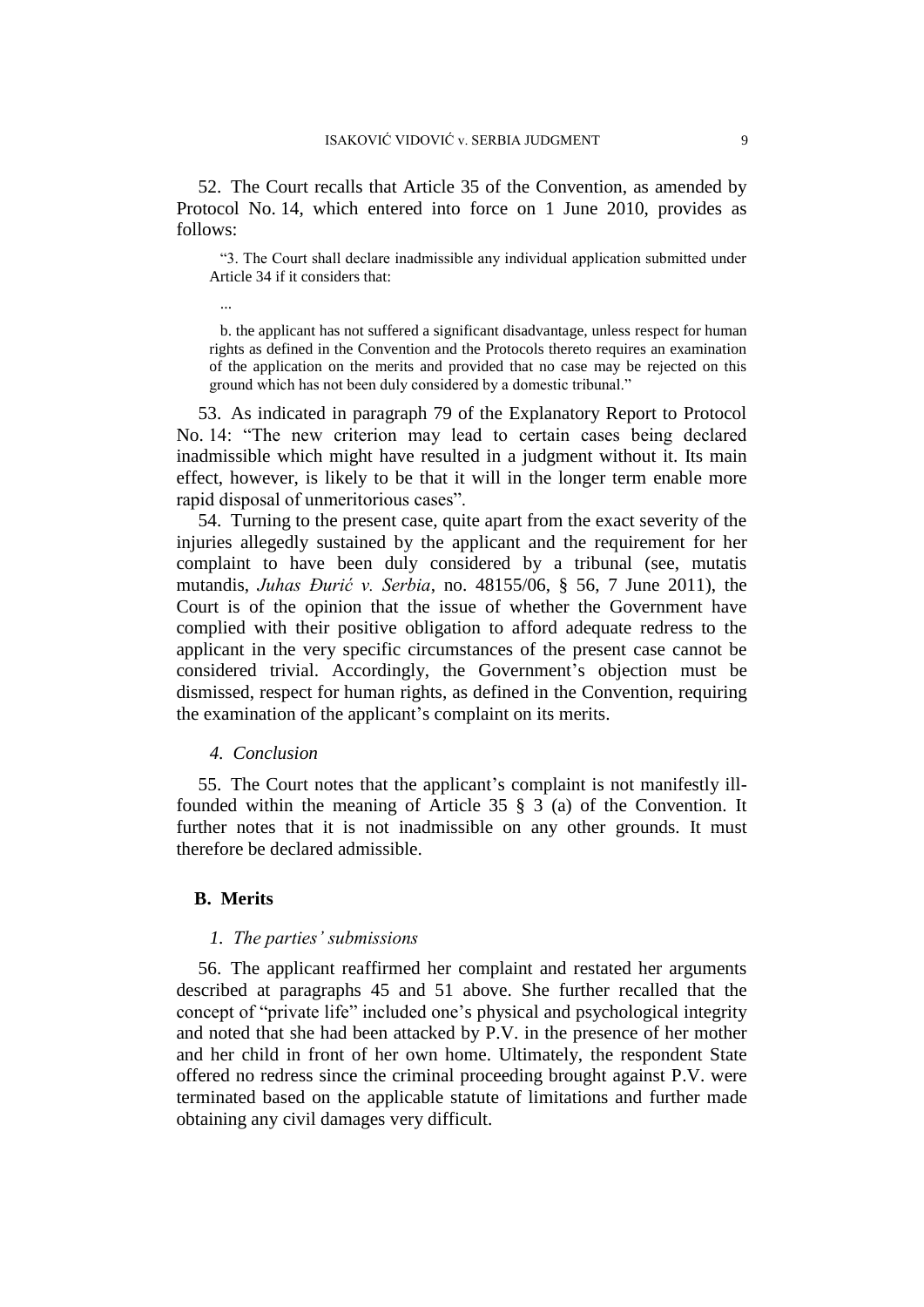52. The Court recalls that Article 35 of the Convention, as amended by Protocol No. 14, which entered into force on 1 June 2010, provides as follows:

> "3. The Court shall declare inadmissible any individual application submitted under Article 34 if it considers that:
>
> ...
>
> b. the applicant has not suffered a significant disadvantage, unless respect for human rights as defined in the Convention and the Protocols thereto requires an examination of the application on the merits and provided that no case may be rejected on this ground which has not been duly considered by a domestic tribunal."

53. As indicated in paragraph 79 of the Explanatory Report to Protocol No. 14: "The new criterion may lead to certain cases being declared inadmissible which might have resulted in a judgment without it. Its main effect, however, is likely to be that it will in the longer term enable more rapid disposal of unmeritorious cases".

54. Turning to the present case, quite apart from the exact severity of the injuries allegedly sustained by the applicant and the requirement for her complaint to have been duly considered by a tribunal (see, mutatis mutandis, *Juhas Đurić v. Serbia*, no. 48155/06, § 56, 7 June 2011), the Court is of the opinion that the issue of whether the Government have complied with their positive obligation to afford adequate redress to the applicant in the very specific circumstances of the present case cannot be considered trivial. Accordingly, the Government's objection must be dismissed, respect for human rights, as defined in the Convention, requiring the examination of the applicant's complaint on its merits.

#### *4. Conclusion*

55. The Court notes that the applicant's complaint is not manifestly ill-founded within the meaning of Article 35 § 3 (a) of the Convention. It further notes that it is not inadmissible on any other grounds. It must therefore be declared admissible.

### **B. Merits**

#### *1. The parties' submissions*

56. The applicant reaffirmed her complaint and restated her arguments described at paragraphs 45 and 51 above. She further recalled that the concept of "private life" included one's physical and psychological integrity and noted that she had been attacked by P.V. in the presence of her mother and her child in front of her own home. Ultimately, the respondent State offered no redress since the criminal proceeding brought against P.V. were terminated based on the applicable statute of limitations and further made obtaining any civil damages very difficult.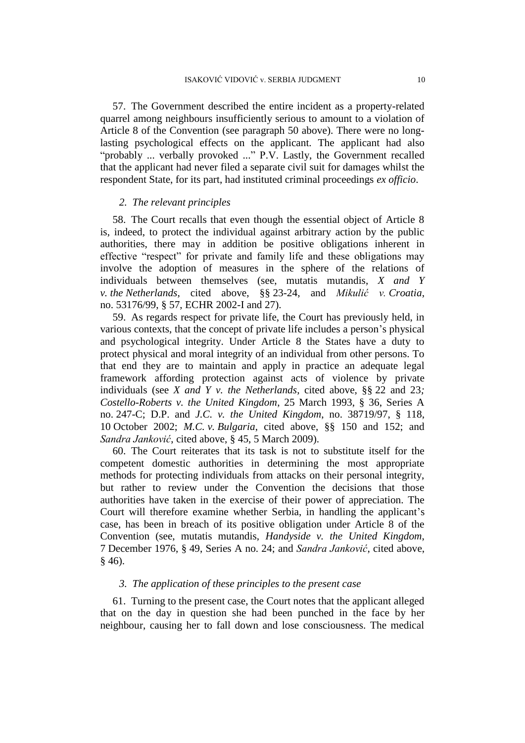57. The Government described the entire incident as a property-related quarrel among neighbours insufficiently serious to amount to a violation of Article 8 of the Convention (see paragraph 50 above). There were no long-lasting psychological effects on the applicant. The applicant had also "probably ... verbally provoked ..." P.V. Lastly, the Government recalled that the applicant had never filed a separate civil suit for damages whilst the respondent State, for its part, had instituted criminal proceedings *ex officio*.

### *2. The relevant principles*

58. The Court recalls that even though the essential object of Article 8 is, indeed, to protect the individual against arbitrary action by the public authorities, there may in addition be positive obligations inherent in effective "respect" for private and family life and these obligations may involve the adoption of measures in the sphere of the relations of individuals between themselves (see, mutatis mutandis, *X and Y v. the Netherlands*, cited above, §§ 23-24, and *Mikulić v. Croatia*, no. 53176/99, § 57, ECHR 2002-I and 27).

59. As regards respect for private life, the Court has previously held, in various contexts, that the concept of private life includes a person's physical and psychological integrity. Under Article 8 the States have a duty to protect physical and moral integrity of an individual from other persons. To that end they are to maintain and apply in practice an adequate legal framework affording protection against acts of violence by private individuals (see *X and Y v. the Netherlands*, cited above, §§ 22 and 23*; Costello-Roberts v. the United Kingdom*, 25 March 1993, § 36, Series A no. 247-C; D.P. and *J.C. v. the United Kingdom*, no. 38719/97, § 118, 10 October 2002; *M.C. v. Bulgaria*, cited above, §§ 150 and 152; and *Sandra Janković*, cited above, § 45, 5 March 2009).

60. The Court reiterates that its task is not to substitute itself for the competent domestic authorities in determining the most appropriate methods for protecting individuals from attacks on their personal integrity, but rather to review under the Convention the decisions that those authorities have taken in the exercise of their power of appreciation. The Court will therefore examine whether Serbia, in handling the applicant's case, has been in breach of its positive obligation under Article 8 of the Convention (see, mutatis mutandis, *Handyside v. the United Kingdom*, 7 December 1976, § 49, Series A no. 24; and *Sandra Janković*, cited above, § 46).

### *3. The application of these principles to the present case*

61. Turning to the present case, the Court notes that the applicant alleged that on the day in question she had been punched in the face by her neighbour, causing her to fall down and lose consciousness. The medical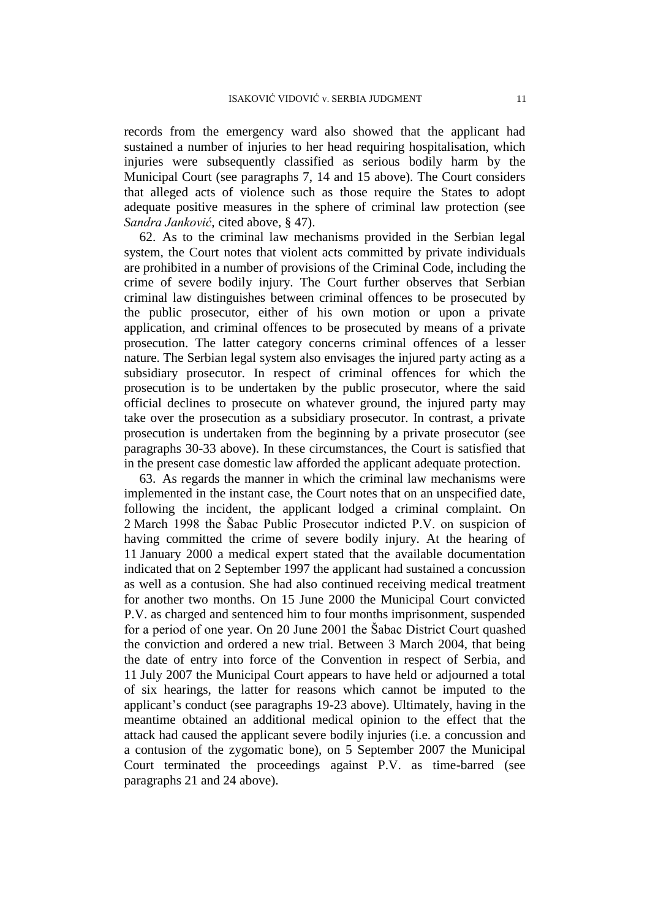records from the emergency ward also showed that the applicant had sustained a number of injuries to her head requiring hospitalisation, which injuries were subsequently classified as serious bodily harm by the Municipal Court (see paragraphs 7, 14 and 15 above). The Court considers that alleged acts of violence such as those require the States to adopt adequate positive measures in the sphere of criminal law protection (see *Sandra Janković*, cited above, § 47).

62. As to the criminal law mechanisms provided in the Serbian legal system, the Court notes that violent acts committed by private individuals are prohibited in a number of provisions of the Criminal Code, including the crime of severe bodily injury. The Court further observes that Serbian criminal law distinguishes between criminal offences to be prosecuted by the public prosecutor, either of his own motion or upon a private application, and criminal offences to be prosecuted by means of a private prosecution. The latter category concerns criminal offences of a lesser nature. The Serbian legal system also envisages the injured party acting as a subsidiary prosecutor. In respect of criminal offences for which the prosecution is to be undertaken by the public prosecutor, where the said official declines to prosecute on whatever ground, the injured party may take over the prosecution as a subsidiary prosecutor. In contrast, a private prosecution is undertaken from the beginning by a private prosecutor (see paragraphs 30-33 above). In these circumstances, the Court is satisfied that in the present case domestic law afforded the applicant adequate protection.

63. As regards the manner in which the criminal law mechanisms were implemented in the instant case, the Court notes that on an unspecified date, following the incident, the applicant lodged a criminal complaint. On 2 March 1998 the Šabac Public Prosecutor indicted P.V. on suspicion of having committed the crime of severe bodily injury. At the hearing of 11 January 2000 a medical expert stated that the available documentation indicated that on 2 September 1997 the applicant had sustained a concussion as well as a contusion. She had also continued receiving medical treatment for another two months. On 15 June 2000 the Municipal Court convicted P.V. as charged and sentenced him to four months imprisonment, suspended for a period of one year. On 20 June 2001 the Šabac District Court quashed the conviction and ordered a new trial. Between 3 March 2004, that being the date of entry into force of the Convention in respect of Serbia, and 11 July 2007 the Municipal Court appears to have held or adjourned a total of six hearings, the latter for reasons which cannot be imputed to the applicant's conduct (see paragraphs 19-23 above). Ultimately, having in the meantime obtained an additional medical opinion to the effect that the attack had caused the applicant severe bodily injuries (i.e. a concussion and a contusion of the zygomatic bone), on 5 September 2007 the Municipal Court terminated the proceedings against P.V. as time-barred (see paragraphs 21 and 24 above).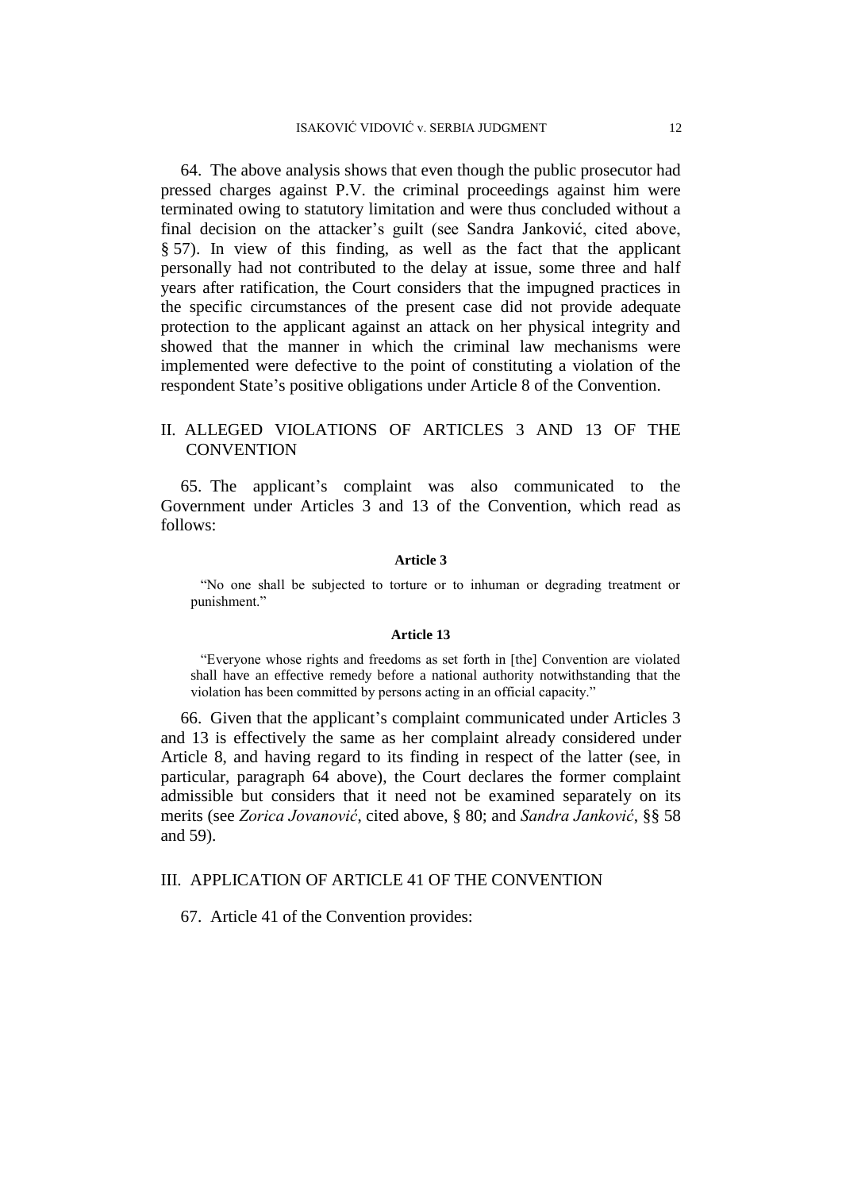64. The above analysis shows that even though the public prosecutor had pressed charges against P.V. the criminal proceedings against him were terminated owing to statutory limitation and were thus concluded without a final decision on the attacker's guilt (see Sandra Janković, cited above, § 57). In view of this finding, as well as the fact that the applicant personally had not contributed to the delay at issue, some three and half years after ratification, the Court considers that the impugned practices in the specific circumstances of the present case did not provide adequate protection to the applicant against an attack on her physical integrity and showed that the manner in which the criminal law mechanisms were implemented were defective to the point of constituting a violation of the respondent State's positive obligations under Article 8 of the Convention.

## II. ALLEGED VIOLATIONS OF ARTICLES 3 AND 13 OF THE CONVENTION

65. The applicant's complaint was also communicated to the Government under Articles 3 and 13 of the Convention, which read as follows:

**Article 3**

"No one shall be subjected to torture or to inhuman or degrading treatment or punishment."

**Article 13**

"Everyone whose rights and freedoms as set forth in [the] Convention are violated shall have an effective remedy before a national authority notwithstanding that the violation has been committed by persons acting in an official capacity."

66. Given that the applicant's complaint communicated under Articles 3 and 13 is effectively the same as her complaint already considered under Article 8, and having regard to its finding in respect of the latter (see, in particular, paragraph 64 above), the Court declares the former complaint admissible but considers that it need not be examined separately on its merits (see *Zorica Jovanović*, cited above, § 80; and *Sandra Janković*, §§ 58 and 59).

## III. APPLICATION OF ARTICLE 41 OF THE CONVENTION

67. Article 41 of the Convention provides: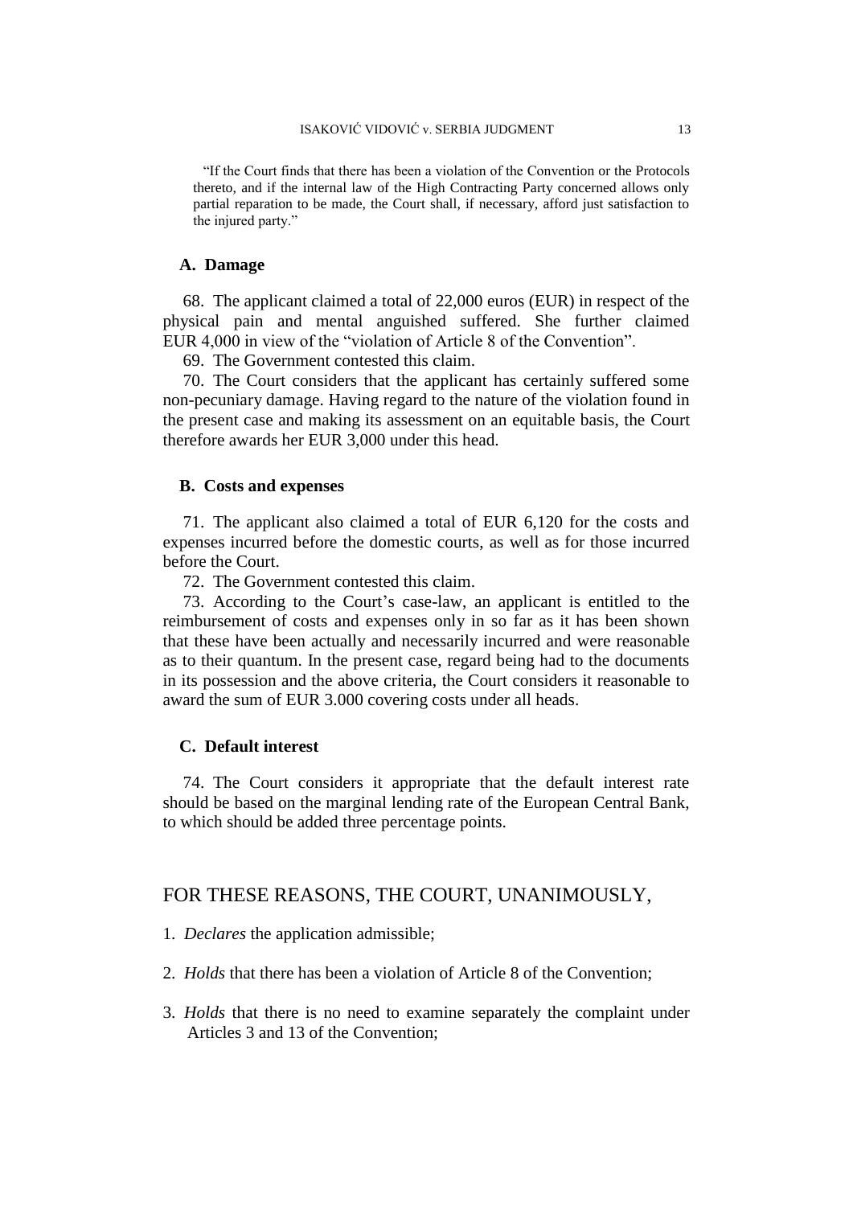> "If the Court finds that there has been a violation of the Convention or the Protocols thereto, and if the internal law of the High Contracting Party concerned allows only partial reparation to be made, the Court shall, if necessary, afford just satisfaction to the injured party."

### A. Damage

68. The applicant claimed a total of 22,000 euros (EUR) in respect of the physical pain and mental anguished suffered. She further claimed EUR 4,000 in view of the "violation of Article 8 of the Convention".

69. The Government contested this claim.

70. The Court considers that the applicant has certainly suffered some non-pecuniary damage. Having regard to the nature of the violation found in the present case and making its assessment on an equitable basis, the Court therefore awards her EUR 3,000 under this head.

### B. Costs and expenses

71. The applicant also claimed a total of EUR 6,120 for the costs and expenses incurred before the domestic courts, as well as for those incurred before the Court.

72. The Government contested this claim.

73. According to the Court's case-law, an applicant is entitled to the reimbursement of costs and expenses only in so far as it has been shown that these have been actually and necessarily incurred and were reasonable as to their quantum. In the present case, regard being had to the documents in its possession and the above criteria, the Court considers it reasonable to award the sum of EUR 3.000 covering costs under all heads.

### C. Default interest

74. The Court considers it appropriate that the default interest rate should be based on the marginal lending rate of the European Central Bank, to which should be added three percentage points.

## FOR THESE REASONS, THE COURT, UNANIMOUSLY,

1. *Declares* the application admissible;

2. *Holds* that there has been a violation of Article 8 of the Convention;

3. *Holds* that there is no need to examine separately the complaint under Articles 3 and 13 of the Convention;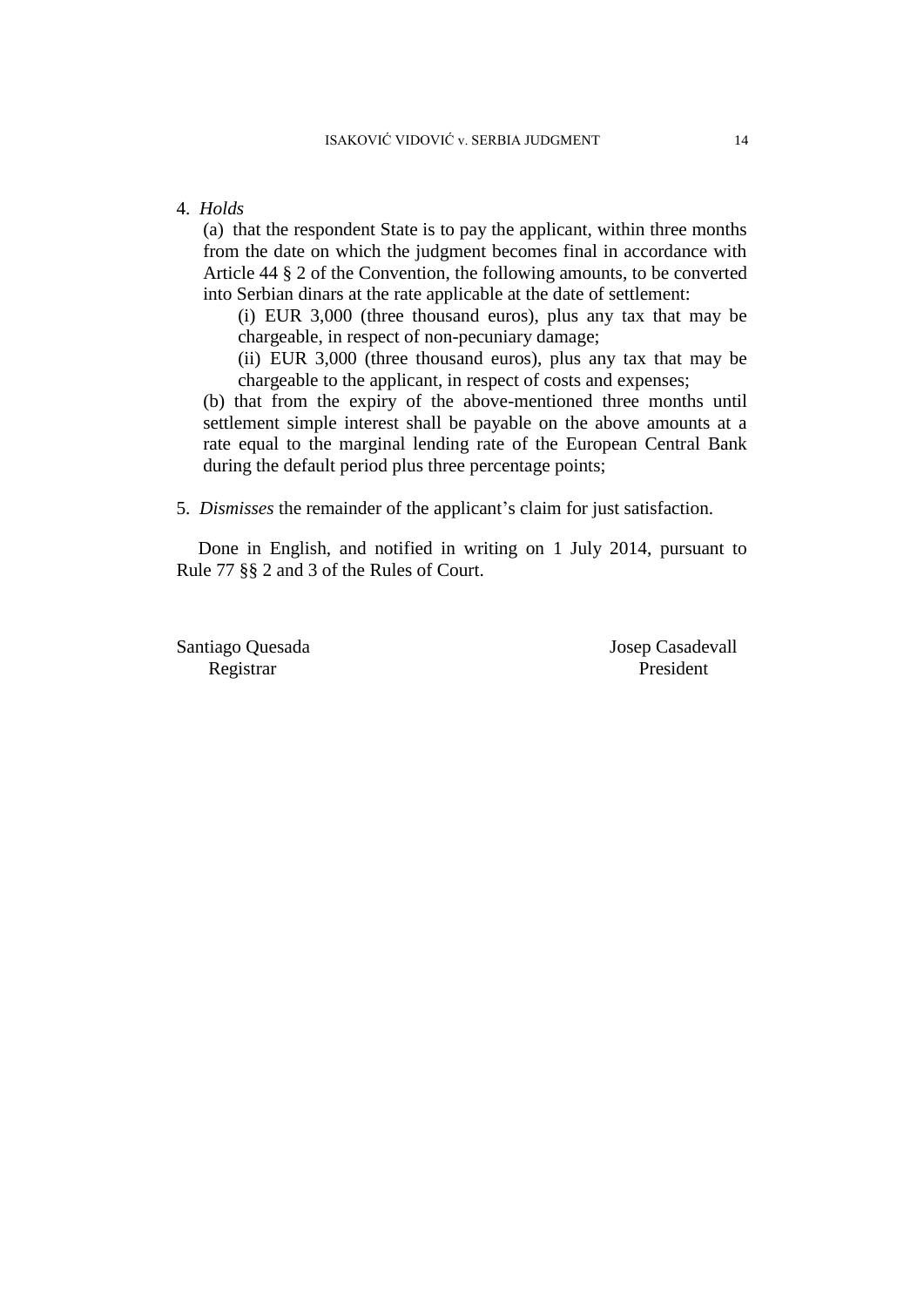4. *Holds*

(a) that the respondent State is to pay the applicant, within three months from the date on which the judgment becomes final in accordance with Article 44 § 2 of the Convention, the following amounts, to be converted into Serbian dinars at the rate applicable at the date of settlement:

(i) EUR 3,000 (three thousand euros), plus any tax that may be chargeable, in respect of non-pecuniary damage;

(ii) EUR 3,000 (three thousand euros), plus any tax that may be chargeable to the applicant, in respect of costs and expenses;

(b) that from the expiry of the above-mentioned three months until settlement simple interest shall be payable on the above amounts at a rate equal to the marginal lending rate of the European Central Bank during the default period plus three percentage points;

5. *Dismisses* the remainder of the applicant's claim for just satisfaction.

Done in English, and notified in writing on 1 July 2014, pursuant to Rule 77 §§ 2 and 3 of the Rules of Court.

Santiago Quesada
Registrar

Josep Casadevall
President